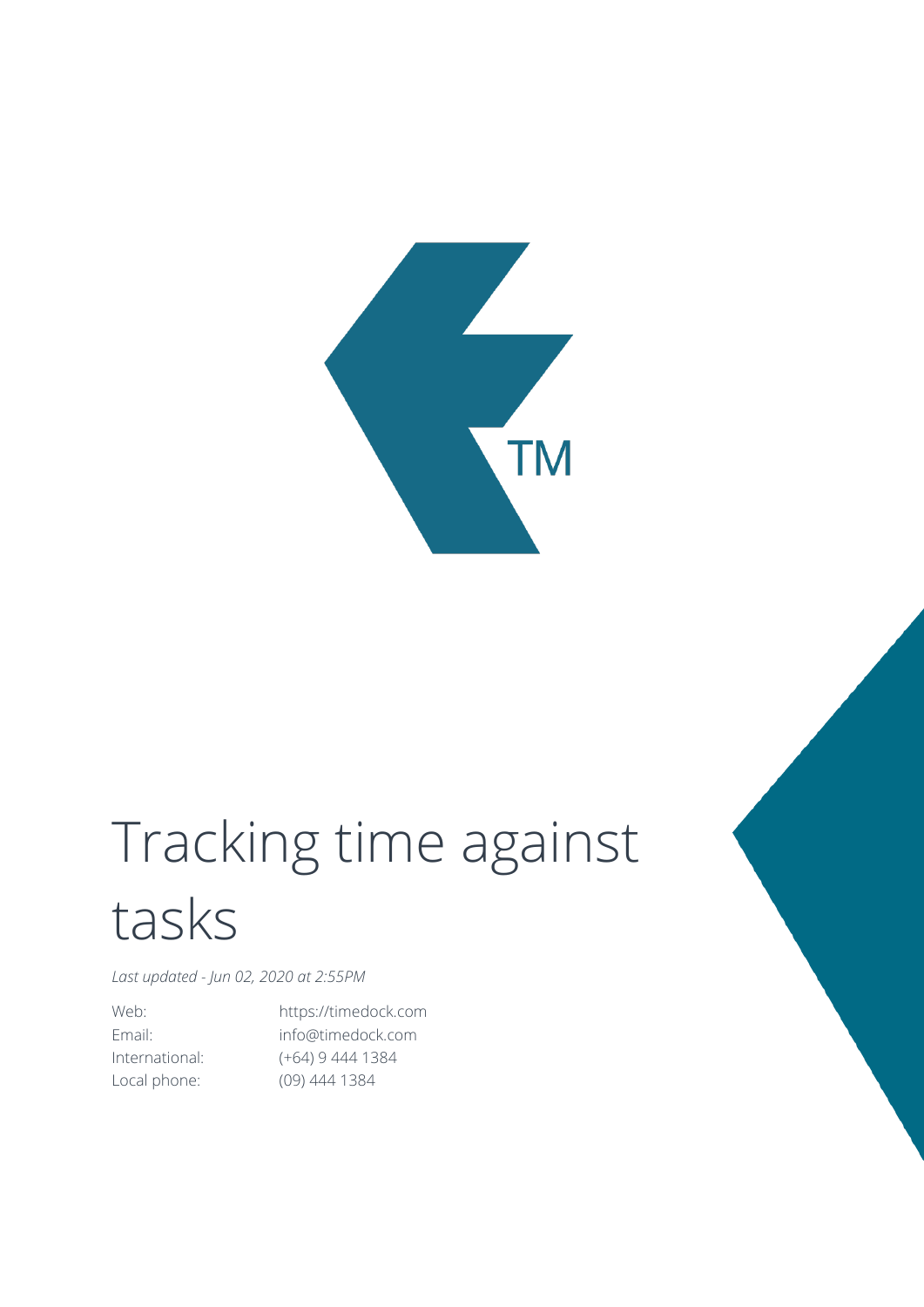# Tracking time against tasks

*Last updated - Jun 02, 2020 at 2:55PM*

| | |
|---|---|
| Web: | https://timedock.com |
| Email: | info@timedock.com |
| International: | (+64) 9 444 1384 |
| Local phone: | (09) 444 1384 |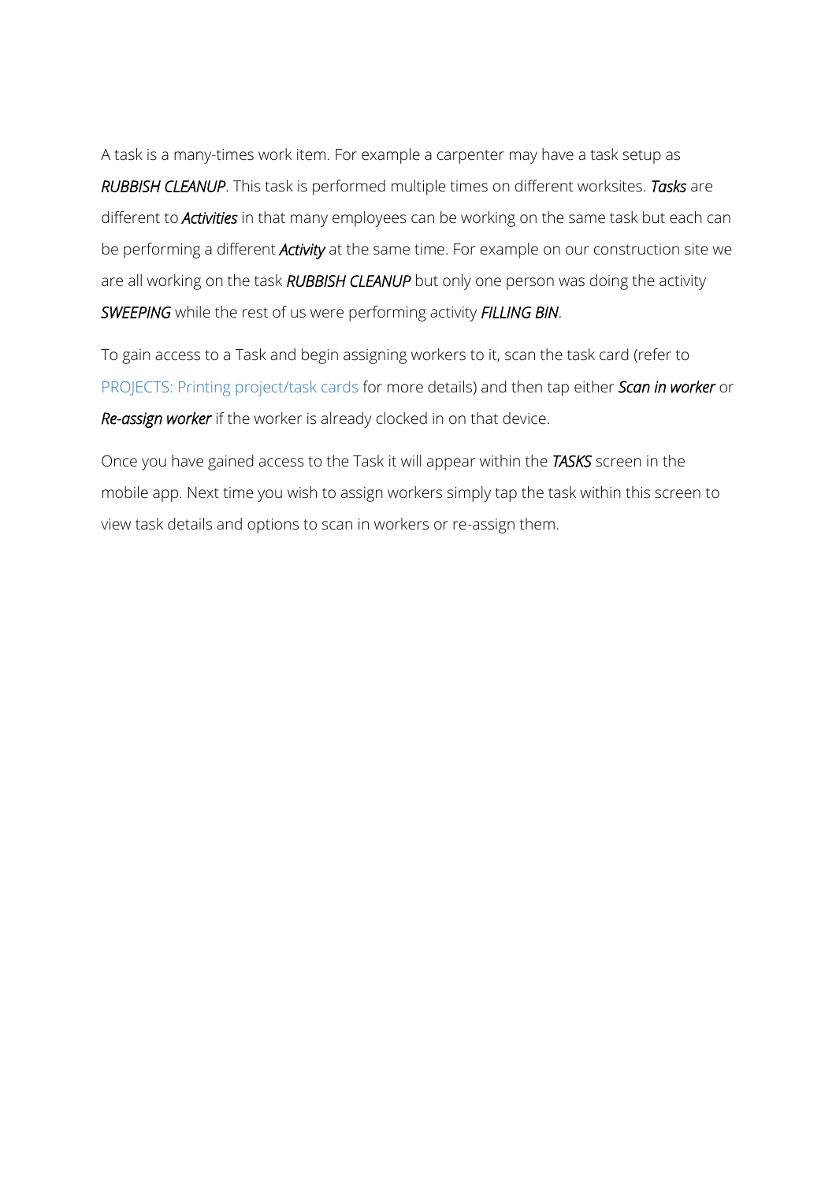A task is a many-times work item. For example a carpenter may have a task setup as ***RUBBISH CLEANUP***. This task is performed multiple times on different worksites. ***Tasks*** are different to ***Activities*** in that many employees can be working on the same task but each can be performing a different ***Activity*** at the same time. For example on our construction site we are all working on the task ***RUBBISH CLEANUP*** but only one person was doing the activity ***SWEEPING*** while the rest of us were performing activity ***FILLING BIN***.

To gain access to a Task and begin assigning workers to it, scan the task card (refer to PROJECTS: Printing project/task cards for more details) and then tap either ***Scan in worker*** or ***Re-assign worker*** if the worker is already clocked in on that device.

Once you have gained access to the Task it will appear within the ***TASKS*** screen in the mobile app. Next time you wish to assign workers simply tap the task within this screen to view task details and options to scan in workers or re-assign them.